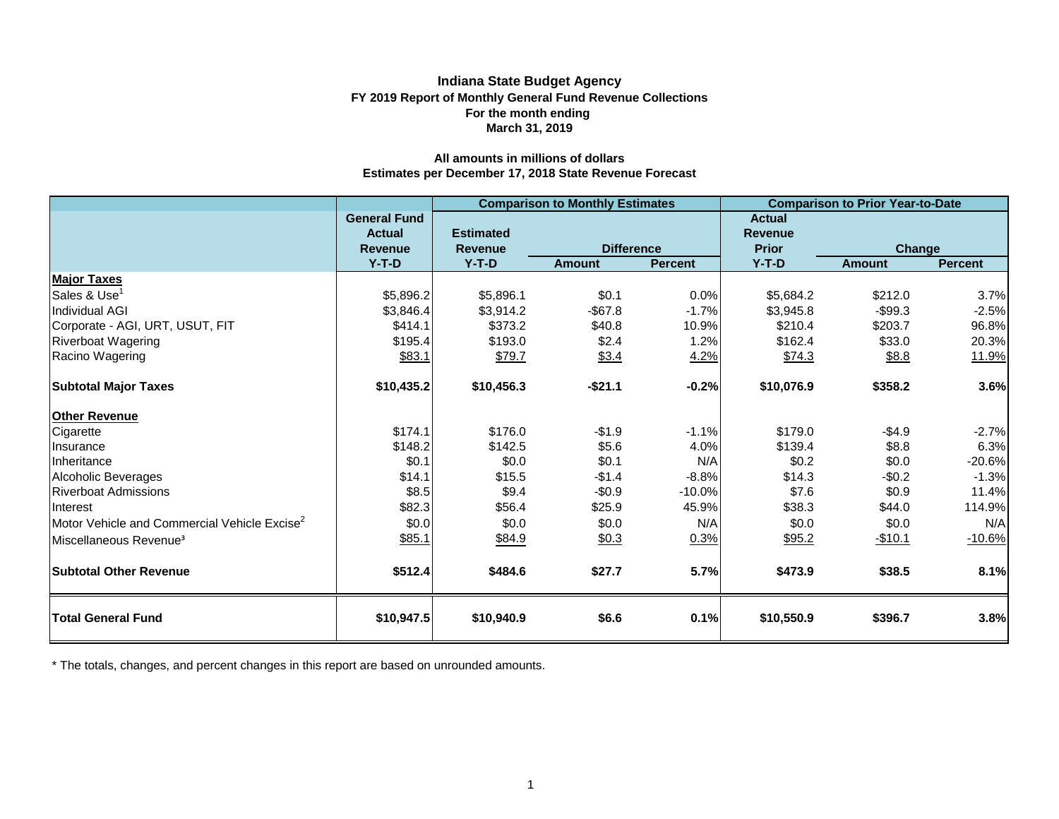# Indiana State Budget Agency

**FY 2019 Report of Monthly General Fund Revenue Collections**
**For the month ending**
**March 31, 2019**

**All amounts in millions of dollars**
**Estimates per December 17, 2018 State Revenue Forecast**

| | General Fund Actual Revenue | Comparison to Monthly Estimates | | | Comparison to Prior Year-to-Date | | |
|---|---|---|---|---|---|---|---|
| | | Estimated Revenue | Difference | | Actual Revenue Prior | Change | |
| | Y-T-D | Y-T-D | Amount | Percent | Y-T-D | Amount | Percent |
| **Major Taxes** | | | | | | | |
| Sales & Use[1] | $5,896.2 | $5,896.1 | $0.1 | 0.0% | $5,684.2 | $212.0 | 3.7% |
| Individual AGI | $3,846.4 | $3,914.2 | -$67.8 | -1.7% | $3,945.8 | -$99.3 | -2.5% |
| Corporate - AGI, URT, USUT, FIT | $414.1 | $373.2 | $40.8 | 10.9% | $210.4 | $203.7 | 96.8% |
| Riverboat Wagering | $195.4 | $193.0 | $2.4 | 1.2% | $162.4 | $33.0 | 20.3% |
| Racino Wagering | $83.1 | $79.7 | $3.4 | 4.2% | $74.3 | $8.8 | 11.9% |
| **Subtotal Major Taxes** | **$10,435.2** | **$10,456.3** | **-$21.1** | **-0.2%** | **$10,076.9** | **$358.2** | **3.6%** |
| **Other Revenue** | | | | | | | |
| Cigarette | $174.1 | $176.0 | -$1.9 | -1.1% | $179.0 | -$4.9 | -2.7% |
| Insurance | $148.2 | $142.5 | $5.6 | 4.0% | $139.4 | $8.8 | 6.3% |
| Inheritance | $0.1 | $0.0 | $0.1 | N/A | $0.2 | $0.0 | -20.6% |
| Alcoholic Beverages | $14.1 | $15.5 | -$1.4 | -8.8% | $14.3 | -$0.2 | -1.3% |
| Riverboat Admissions | $8.5 | $9.4 | -$0.9 | -10.0% | $7.6 | $0.9 | 11.4% |
| Interest | $82.3 | $56.4 | $25.9 | 45.9% | $38.3 | $44.0 | 114.9% |
| Motor Vehicle and Commercial Vehicle Excise[2] | $0.0 | $0.0 | $0.0 | N/A | $0.0 | $0.0 | N/A |
| Miscellaneous Revenue[3] | $85.1 | $84.9 | $0.3 | 0.3% | $95.2 | -$10.1 | -10.6% |
| **Subtotal Other Revenue** | **$512.4** | **$484.6** | **$27.7** | **5.7%** | **$473.9** | **$38.5** | **8.1%** |
| **Total General Fund** | **$10,947.5** | **$10,940.9** | **$6.6** | **0.1%** | **$10,550.9** | **$396.7** | **3.8%** |

* The totals, changes, and percent changes in this report are based on unrounded amounts.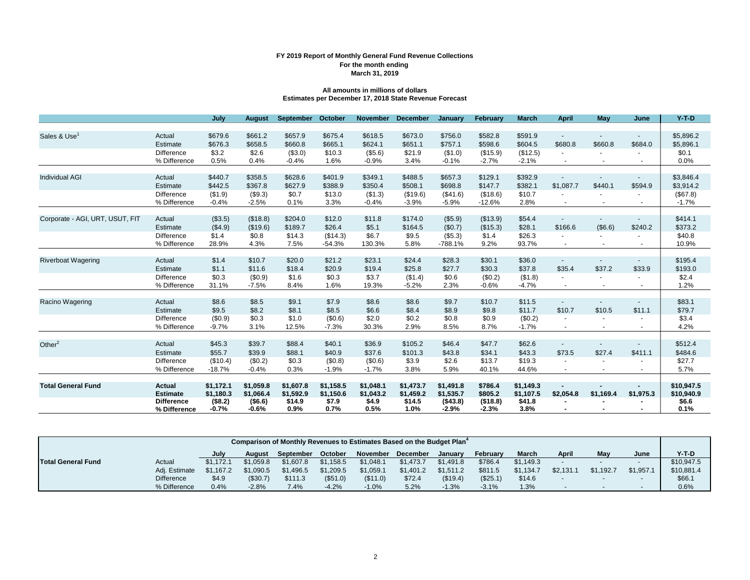**FY 2019 Report of Monthly General Fund Revenue Collections**
**For the month ending**
**March 31, 2019**

**All amounts in millions of dollars**
**Estimates per December 17, 2018 State Revenue Forecast**

| | | July | August | September | October | November | December | January | February | March | April | May | June | Y-T-D |
|---|---|---|---|---|---|---|---|---|---|---|---|---|---|---|
| Sales & Use[1] | Actual | $679.6 | $661.2 | $657.9 | $675.4 | $618.5 | $673.0 | $756.0 | $582.8 | $591.9 | - | - | - | $5,896.2 |
| | Estimate | $676.3 | $658.5 | $660.8 | $665.1 | $624.1 | $651.1 | $757.1 | $598.6 | $604.5 | $680.8 | $660.8 | $684.0 | $5,896.1 |
| | Difference | $3.2 | $2.6 | ($3.0) | $10.3 | ($5.6) | $21.9 | ($1.0) | ($15.9) | ($12.5) | - | - | - | $0.1 |
| | % Difference | 0.5% | 0.4% | -0.4% | 1.6% | -0.9% | 3.4% | -0.1% | -2.7% | -2.1% | - | - | - | 0.0% |
| Individual AGI | Actual | $440.7 | $358.5 | $628.6 | $401.9 | $349.1 | $488.5 | $657.3 | $129.1 | $392.9 | - | - | - | $3,846.4 |
| | Estimate | $442.5 | $367.8 | $627.9 | $388.9 | $350.4 | $508.1 | $698.8 | $147.7 | $382.1 | $1,087.7 | $440.1 | $594.9 | $3,914.2 |
| | Difference | ($1.9) | ($9.3) | $0.7 | $13.0 | ($1.3) | ($19.6) | ($41.6) | ($18.6) | $10.7 | - | - | - | ($67.8) |
| | % Difference | -0.4% | -2.5% | 0.1% | 3.3% | -0.4% | -3.9% | -5.9% | -12.6% | 2.8% | - | - | - | -1.7% |
| Corporate - AGI, URT, USUT, FIT | Actual | ($3.5) | ($18.8) | $204.0 | $12.0 | $11.8 | $174.0 | ($5.9) | ($13.9) | $54.4 | - | - | - | $414.1 |
| | Estimate | ($4.9) | ($19.6) | $189.7 | $26.4 | $5.1 | $164.5 | ($0.7) | ($15.3) | $28.1 | $166.6 | ($6.6) | $240.2 | $373.2 |
| | Difference | $1.4 | $0.8 | $14.3 | ($14.3) | $6.7 | $9.5 | ($5.3) | $1.4 | $26.3 | - | - | - | $40.8 |
| | % Difference | 28.9% | 4.3% | 7.5% | -54.3% | 130.3% | 5.8% | -788.1% | 9.2% | 93.7% | - | - | - | 10.9% |
| Riverboat Wagering | Actual | $1.4 | $10.7 | $20.0 | $21.2 | $23.1 | $24.4 | $28.3 | $30.1 | $36.0 | - | - | - | $195.4 |
| | Estimate | $1.1 | $11.6 | $18.4 | $20.9 | $19.4 | $25.8 | $27.7 | $30.3 | $37.8 | $35.4 | $37.2 | $33.9 | $193.0 |
| | Difference | $0.3 | ($0.9) | $1.6 | $0.3 | $3.7 | ($1.4) | $0.6 | ($0.2) | ($1.8) | - | - | - | $2.4 |
| | % Difference | 31.1% | -7.5% | 8.4% | 1.6% | 19.3% | -5.2% | 2.3% | -0.6% | -4.7% | - | - | - | 1.2% |
| Racino Wagering | Actual | $8.6 | $8.5 | $9.1 | $7.9 | $8.6 | $8.6 | $9.7 | $10.7 | $11.5 | - | - | - | $83.1 |
| | Estimate | $9.5 | $8.2 | $8.1 | $8.5 | $6.6 | $8.4 | $8.9 | $9.8 | $11.7 | $10.7 | $10.5 | $11.1 | $79.7 |
| | Difference | ($0.9) | $0.3 | $1.0 | ($0.6) | $2.0 | $0.2 | $0.8 | $0.9 | ($0.2) | - | - | - | $3.4 |
| | % Difference | -9.7% | 3.1% | 12.5% | -7.3% | 30.3% | 2.9% | 8.5% | 8.7% | -1.7% | - | - | - | 4.2% |
| Other[2] | Actual | $45.3 | $39.7 | $88.4 | $40.1 | $36.9 | $105.2 | $46.4 | $47.7 | $62.6 | - | - | - | $512.4 |
| | Estimate | $55.7 | $39.9 | $88.1 | $40.9 | $37.6 | $101.3 | $43.8 | $34.1 | $43.3 | $73.5 | $27.4 | $411.1 | $484.6 |
| | Difference | ($10.4) | ($0.2) | $0.3 | ($0.8) | ($0.6) | $3.9 | $2.6 | $13.7 | $19.3 | - | - | - | $27.7 |
| | % Difference | -18.7% | -0.4% | 0.3% | -1.9% | -1.7% | 3.8% | 5.9% | 40.1% | 44.6% | - | - | - | 5.7% |
| **Total General Fund** | **Actual** | **$1,172.1** | **$1,059.8** | **$1,607.8** | **$1,158.5** | **$1,048.1** | **$1,473.7** | **$1,491.8** | **$786.4** | **$1,149.3** | **-** | **-** | **-** | **$10,947.5** |
| | **Estimate** | **$1,180.3** | **$1,066.4** | **$1,592.9** | **$1,150.6** | **$1,043.2** | **$1,459.2** | **$1,535.7** | **$805.2** | **$1,107.5** | **$2,054.8** | **$1,169.4** | **$1,975.3** | **$10,940.9** |
| | **Difference** | **($8.2)** | **($6.6)** | **$14.9** | **$7.9** | **$4.9** | **$14.5** | **($43.8)** | **($18.8)** | **$41.8** | **-** | **-** | **-** | **$6.6** |
| | **% Difference** | **-0.7%** | **-0.6%** | **0.9%** | **0.7%** | **0.5%** | **1.0%** | **-2.9%** | **-2.3%** | **3.8%** | **-** | **-** | **-** | **0.1%** |

**Comparison of Monthly Revenues to Estimates Based on the Budget Plan[4]**

| | | July | August | September | October | November | December | January | February | March | April | May | June | Y-T-D |
|---|---|---|---|---|---|---|---|---|---|---|---|---|---|---|
| **Total General Fund** | Actual | $1,172.1 | $1,059.8 | $1,607.8 | $1,158.5 | $1,048.1 | $1,473.7 | $1,491.8 | $786.4 | $1,149.3 | - | - | - | $10,947.5 |
| | Adj. Estimate | $1,167.2 | $1,090.5 | $1,496.5 | $1,209.5 | $1,059.1 | $1,401.2 | $1,511.2 | $811.5 | $1,134.7 | $2,131.1 | $1,192.7 | $1,957.1 | $10,881.4 |
| | Difference | $4.9 | ($30.7) | $111.3 | ($51.0) | ($11.0) | $72.4 | ($19.4) | ($25.1) | $14.6 | - | - | - | $66.1 |
| | % Difference | 0.4% | -2.8% | 7.4% | -4.2% | -1.0% | 5.2% | -1.3% | -3.1% | 1.3% | - | - | - | 0.6% |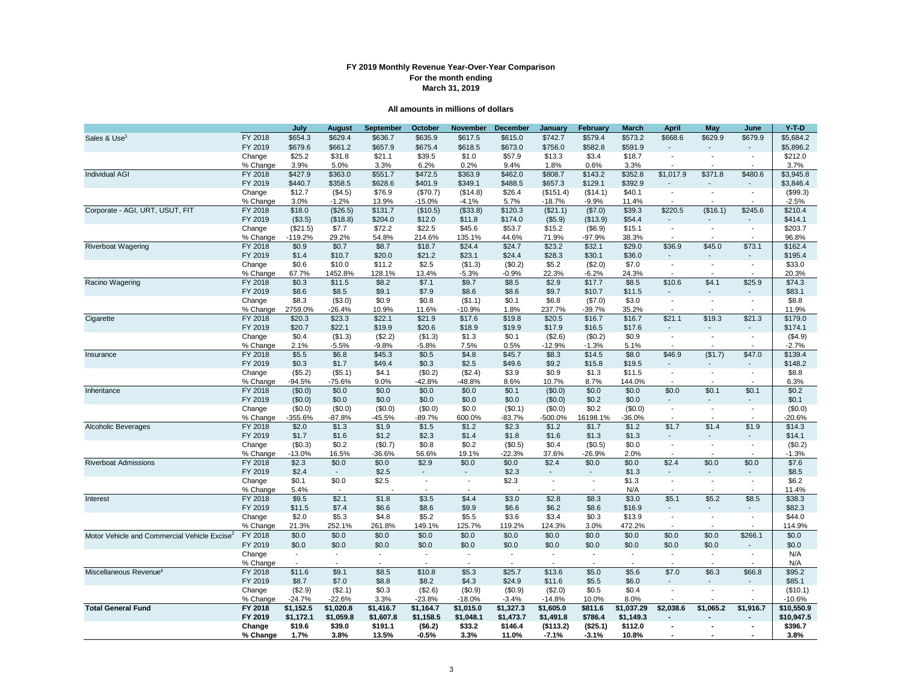**FY 2019 Monthly Revenue Year-Over-Year Comparison**
**For the month ending**
**March 31, 2019**

**All amounts in millions of dollars**

| | | July | August | September | October | November | December | January | February | March | April | May | June | Y-T-D |
|---|---|---|---|---|---|---|---|---|---|---|---|---|---|---|
| Sales & Use[1] | FY 2018 | $654.3 | $629.4 | $636.7 | $635.9 | $617.5 | $615.0 | $742.7 | $579.4 | $573.2 | $668.6 | $629.9 | $679.9 | $5,684.2 |
| | FY 2019 | $679.6 | $661.2 | $657.9 | $675.4 | $618.5 | $673.0 | $756.0 | $582.8 | $591.9 | - | - | - | $5,896.2 |
| | Change | $25.2 | $31.8 | $21.1 | $39.5 | $1.0 | $57.9 | $13.3 | $3.4 | $18.7 | - | - | - | $212.0 |
| | % Change | 3.9% | 5.0% | 3.3% | 6.2% | 0.2% | 9.4% | 1.8% | 0.6% | 3.3% | - | - | - | 3.7% |
| Individual AGI | FY 2018 | $427.9 | $363.0 | $551.7 | $472.5 | $363.9 | $462.0 | $808.7 | $143.2 | $352.8 | $1,017.9 | $371.8 | $480.6 | $3,945.8 |
| | FY 2019 | $440.7 | $358.5 | $628.6 | $401.9 | $349.1 | $488.5 | $657.3 | $129.1 | $392.9 | - | - | - | $3,846.4 |
| | Change | $12.7 | ($4.5) | $76.9 | ($70.7) | ($14.8) | $26.4 | ($151.4) | ($14.1) | $40.1 | - | - | - | ($99.3) |
| | % Change | 3.0% | -1.2% | 13.9% | -15.0% | -4.1% | 5.7% | -18.7% | -9.9% | 11.4% | - | - | - | -2.5% |
| Corporate - AGI, URT, USUT, FIT | FY 2018 | $18.0 | ($26.5) | $131.7 | ($10.5) | ($33.8) | $120.3 | ($21.1) | ($7.0) | $39.3 | $220.5 | ($16.1) | $245.6 | $210.4 |
| | FY 2019 | ($3.5) | ($18.8) | $204.0 | $12.0 | $11.8 | $174.0 | ($5.9) | ($13.9) | $54.4 | - | - | - | $414.1 |
| | Change | ($21.5) | $7.7 | $72.2 | $22.5 | $45.6 | $53.7 | $15.2 | ($6.9) | $15.1 | - | - | - | $203.7 |
| | % Change | -119.2% | 29.2% | 54.8% | 214.6% | 135.1% | 44.6% | 71.9% | -97.9% | 38.3% | - | - | - | 96.8% |
| Riverboat Wagering | FY 2018 | $0.9 | $0.7 | $8.7 | $18.7 | $24.4 | $24.7 | $23.2 | $32.1 | $29.0 | $36.9 | $45.0 | $73.1 | $162.4 |
| | FY 2019 | $1.4 | $10.7 | $20.0 | $21.2 | $23.1 | $24.4 | $28.3 | $30.1 | $36.0 | - | - | - | $195.4 |
| | Change | $0.6 | $10.0 | $11.2 | $2.5 | ($1.3) | ($0.2) | $5.2 | ($2.0) | $7.0 | - | - | - | $33.0 |
| | % Change | 67.7% | 1452.8% | 128.1% | 13.4% | -5.3% | -0.9% | 22.3% | -6.2% | 24.3% | - | - | - | 20.3% |
| Racino Wagering | FY 2018 | $0.3 | $11.5 | $8.2 | $7.1 | $9.7 | $8.5 | $2.9 | $17.7 | $8.5 | $10.6 | $4.1 | $25.9 | $74.3 |
| | FY 2019 | $8.6 | $8.5 | $9.1 | $7.9 | $8.6 | $8.6 | $9.7 | $10.7 | $11.5 | - | - | - | $83.1 |
| | Change | $8.3 | ($3.0) | $0.9 | $0.8 | ($1.1) | $0.1 | $6.8 | ($7.0) | $3.0 | - | - | - | $8.8 |
| | % Change | 2759.0% | -26.4% | 10.9% | 11.6% | -10.9% | 1.8% | 237.7% | -39.7% | 35.2% | - | - | - | 11.9% |
| Cigarette | FY 2018 | $20.3 | $23.3 | $22.1 | $21.9 | $17.6 | $19.8 | $20.5 | $16.7 | $16.7 | $21.1 | $19.3 | $21.3 | $179.0 |
| | FY 2019 | $20.7 | $22.1 | $19.9 | $20.6 | $18.9 | $19.9 | $17.9 | $16.5 | $17.6 | - | - | - | $174.1 |
| | Change | $0.4 | ($1.3) | ($2.2) | ($1.3) | $1.3 | $0.1 | ($2.6) | ($0.2) | $0.9 | - | - | - | ($4.9) |
| | % Change | 2.1% | -5.5% | -9.8% | -5.8% | 7.5% | 0.5% | -12.9% | -1.3% | 5.1% | - | - | - | -2.7% |
| Insurance | FY 2018 | $5.5 | $6.8 | $45.3 | $0.5 | $4.8 | $45.7 | $8.3 | $14.5 | $8.0 | $46.9 | ($1.7) | $47.0 | $139.4 |
| | FY 2019 | $0.3 | $1.7 | $49.4 | $0.3 | $2.5 | $49.6 | $9.2 | $15.8 | $19.5 | - | - | - | $148.2 |
| | Change | ($5.2) | ($5.1) | $4.1 | ($0.2) | ($2.4) | $3.9 | $0.9 | $1.3 | $11.5 | - | - | - | $8.8 |
| | % Change | -94.5% | -75.6% | 9.0% | -42.8% | -48.8% | 8.6% | 10.7% | 8.7% | 144.0% | - | - | - | 6.3% |
| Inheritance | FY 2018 | ($0.0) | $0.0 | $0.0 | $0.0 | $0.0 | $0.1 | ($0.0) | $0.0 | $0.0 | $0.0 | $0.1 | $0.1 | $0.2 |
| | FY 2019 | ($0.0) | $0.0 | $0.0 | $0.0 | $0.0 | $0.0 | ($0.0) | $0.2 | $0.0 | - | - | - | $0.1 |
| | Change | ($0.0) | ($0.0) | ($0.0) | ($0.0) | $0.0 | ($0.1) | ($0.0) | $0.2 | ($0.0) | - | - | - | ($0.0) |
| | % Change | -355.6% | -87.8% | -45.5% | -89.7% | 600.0% | -83.7% | -500.0% | 16198.1% | -36.0% | - | - | - | -20.6% |
| Alcoholic Beverages | FY 2018 | $2.0 | $1.3 | $1.9 | $1.5 | $1.2 | $2.3 | $1.2 | $1.7 | $1.2 | $1.7 | $1.4 | $1.9 | $14.3 |
| | FY 2019 | $1.7 | $1.6 | $1.2 | $2.3 | $1.4 | $1.8 | $1.6 | $1.3 | $1.3 | - | - | - | $14.1 |
| | Change | ($0.3) | $0.2 | ($0.7) | $0.8 | $0.2 | ($0.5) | $0.4 | ($0.5) | $0.0 | - | - | - | ($0.2) |
| | % Change | -13.0% | 16.5% | -36.6% | 56.6% | 19.1% | -22.3% | 37.6% | -26.9% | 2.0% | - | - | - | -1.3% |
| Riverboat Admissions | FY 2018 | $2.3 | $0.0 | $0.0 | $2.9 | $0.0 | $0.0 | $2.4 | $0.0 | $0.0 | $2.4 | $0.0 | $0.0 | $7.6 |
| | FY 2019 | $2.4 | - | $2.5 | - | - | $2.3 | - | - | $1.3 | - | - | - | $8.5 |
| | Change | $0.1 | $0.0 | $2.5 | - | - | $2.3 | - | - | $1.3 | - | - | - | $6.2 |
| | % Change | 5.4% | - | - | - | - | - | - | - | N/A | - | - | - | 11.4% |
| Interest | FY 2018 | $9.5 | $2.1 | $1.8 | $3.5 | $4.4 | $3.0 | $2.8 | $8.3 | $3.0 | $5.1 | $5.2 | $8.5 | $38.3 |
| | FY 2019 | $11.5 | $7.4 | $6.6 | $8.6 | $9.9 | $6.6 | $6.2 | $8.6 | $16.9 | - | - | - | $82.3 |
| | Change | $2.0 | $5.3 | $4.8 | $5.2 | $5.5 | $3.6 | $3.4 | $0.3 | $13.9 | - | - | - | $44.0 |
| | % Change | 21.3% | 252.1% | 261.8% | 149.1% | 125.7% | 119.2% | 124.3% | 3.0% | 472.2% | - | - | - | 114.9% |
| Motor Vehicle and Commercial Vehicle Excise[2] | FY 2018 | $0.0 | $0.0 | $0.0 | $0.0 | $0.0 | $0.0 | $0.0 | $0.0 | $0.0 | $0.0 | $0.0 | $266.1 | $0.0 |
| | FY 2019 | $0.0 | $0.0 | $0.0 | $0.0 | $0.0 | $0.0 | $0.0 | $0.0 | $0.0 | $0.0 | $0.0 | - | $0.0 |
| | Change | - | - | - | - | - | - | - | - | - | - | - | - | N/A |
| | % Change | - | - | - | - | - | - | - | - | - | - | - | - | N/A |
| Miscellaneous Revenue[3] | FY 2018 | $11.6 | $9.1 | $8.5 | $10.8 | $5.3 | $25.7 | $13.6 | $5.0 | $5.6 | $7.0 | $6.3 | $66.8 | $95.2 |
| | FY 2019 | $8.7 | $7.0 | $8.8 | $8.2 | $4.3 | $24.9 | $11.6 | $5.5 | $6.0 | - | - | - | $85.1 |
| | Change | ($2.9) | ($2.1) | $0.3 | ($2.6) | ($0.9) | ($0.9) | ($2.0) | $0.5 | $0.4 | - | - | - | ($10.1) |
| | % Change | -24.7% | -22.6% | 3.3% | -23.8% | -18.0% | -3.4% | -14.8% | 10.0% | 8.0% | - | - | - | -10.6% |
| **Total General Fund** | **FY 2018** | **$1,152.5** | **$1,020.8** | **$1,416.7** | **$1,164.7** | **$1,015.0** | **$1,327.3** | **$1,605.0** | **$811.6** | **$1,037.29** | **$2,038.6** | **$1,065.2** | **$1,916.7** | **$10,550.9** |
| | **FY 2019** | **$1,172.1** | **$1,059.8** | **$1,607.8** | **$1,158.5** | **$1,048.1** | **$1,473.7** | **$1,491.8** | **$786.4** | **$1,149.3** | **-** | **-** | **-** | **$10,947.5** |
| | **Change** | **$19.6** | **$39.0** | **$191.1** | **($6.2)** | **$33.2** | **$146.4** | **($113.2)** | **($25.1)** | **$112.0** | **-** | **-** | **-** | **$396.7** |
| | **% Change** | **1.7%** | **3.8%** | **13.5%** | **-0.5%** | **3.3%** | **11.0%** | **-7.1%** | **-3.1%** | **10.8%** | **-** | **-** | **-** | **3.8%** |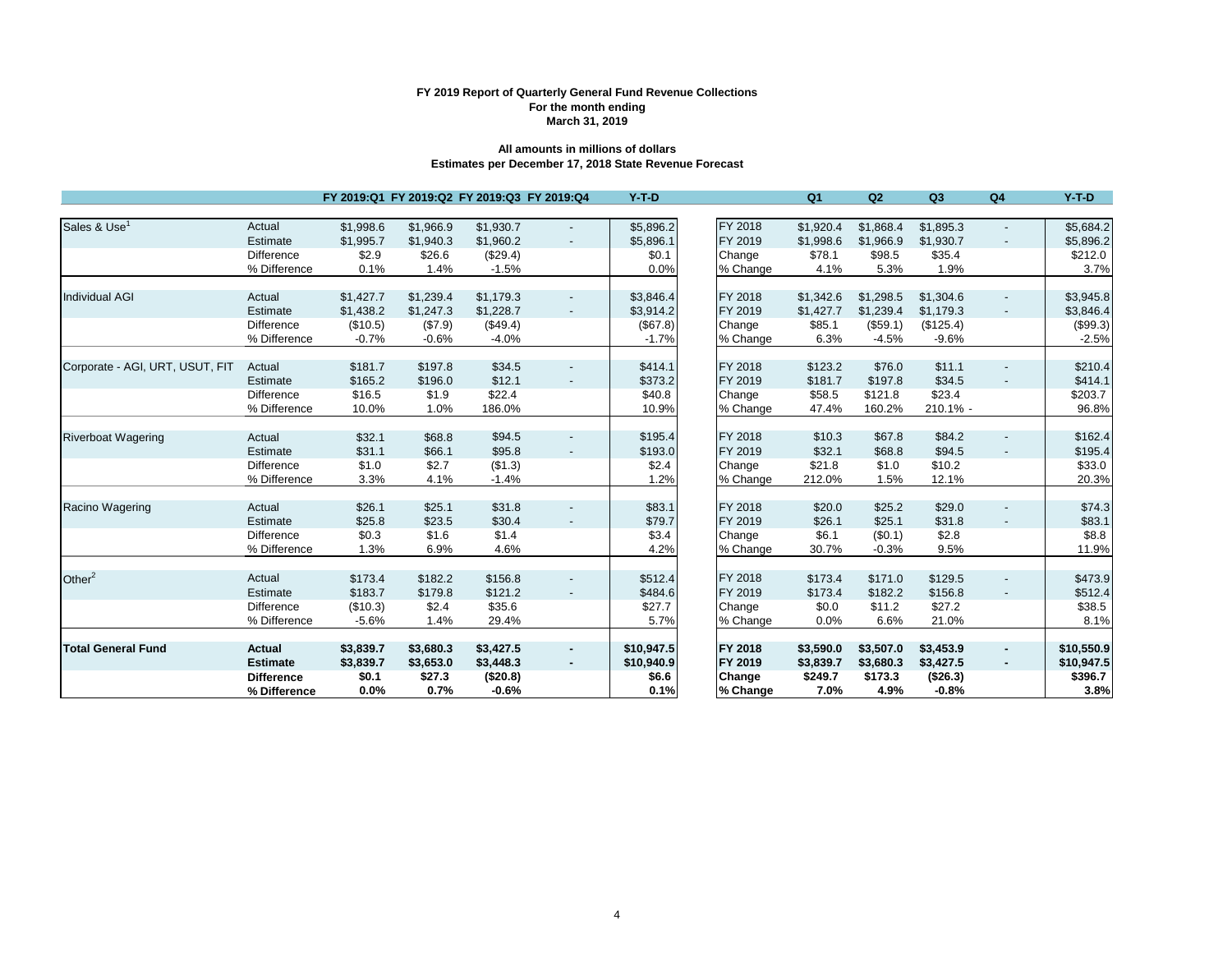**FY 2019 Report of Quarterly General Fund Revenue Collections**
**For the month ending**
**March 31, 2019**

**All amounts in millions of dollars**
**Estimates per December 17, 2018 State Revenue Forecast**

| | | FY 2019:Q1 | FY 2019:Q2 | FY 2019:Q3 | FY 2019:Q4 | Y-T-D | | Q1 | Q2 | Q3 | Q4 | Y-T-D |
|---|---|---|---|---|---|---|---|---|---|---|---|---|
| Sales & Use[1] | Actual | $1,998.6 | $1,966.9 | $1,930.7 | - | $5,896.2 | FY 2018 | $1,920.4 | $1,868.4 | $1,895.3 | - | $5,684.2 |
| | Estimate | $1,995.7 | $1,940.3 | $1,960.2 | - | $5,896.1 | FY 2019 | $1,998.6 | $1,966.9 | $1,930.7 | - | $5,896.2 |
| | Difference | $2.9 | $26.6 | ($29.4) | | $0.1 | Change | $78.1 | $98.5 | $35.4 | | $212.0 |
| | % Difference | 0.1% | 1.4% | -1.5% | | 0.0% | % Change | 4.1% | 5.3% | 1.9% | | 3.7% |
| Individual AGI | Actual | $1,427.7 | $1,239.4 | $1,179.3 | - | $3,846.4 | FY 2018 | $1,342.6 | $1,298.5 | $1,304.6 | - | $3,945.8 |
| | Estimate | $1,438.2 | $1,247.3 | $1,228.7 | - | $3,914.2 | FY 2019 | $1,427.7 | $1,239.4 | $1,179.3 | - | $3,846.4 |
| | Difference | ($10.5) | ($7.9) | ($49.4) | | ($67.8) | Change | $85.1 | ($59.1) | ($125.4) | | ($99.3) |
| | % Difference | -0.7% | -0.6% | -4.0% | | -1.7% | % Change | 6.3% | -4.5% | -9.6% | | -2.5% |
| Corporate - AGI, URT, USUT, FIT | Actual | $181.7 | $197.8 | $34.5 | - | $414.1 | FY 2018 | $123.2 | $76.0 | $11.1 | - | $210.4 |
| | Estimate | $165.2 | $196.0 | $12.1 | - | $373.2 | FY 2019 | $181.7 | $197.8 | $34.5 | - | $414.1 |
| | Difference | $16.5 | $1.9 | $22.4 | | $40.8 | Change | $58.5 | $121.8 | $23.4 | | $203.7 |
| | % Difference | 10.0% | 1.0% | 186.0% | | 10.9% | % Change | 47.4% | 160.2% | 210.1% | - | 96.8% |
| Riverboat Wagering | Actual | $32.1 | $68.8 | $94.5 | - | $195.4 | FY 2018 | $10.3 | $67.8 | $84.2 | - | $162.4 |
| | Estimate | $31.1 | $66.1 | $95.8 | - | $193.0 | FY 2019 | $32.1 | $68.8 | $94.5 | - | $195.4 |
| | Difference | $1.0 | $2.7 | ($1.3) | | $2.4 | Change | $21.8 | $1.0 | $10.2 | | $33.0 |
| | % Difference | 3.3% | 4.1% | -1.4% | | 1.2% | % Change | 212.0% | 1.5% | 12.1% | | 20.3% |
| Racino Wagering | Actual | $26.1 | $25.1 | $31.8 | - | $83.1 | FY 2018 | $20.0 | $25.2 | $29.0 | - | $74.3 |
| | Estimate | $25.8 | $23.5 | $30.4 | - | $79.7 | FY 2019 | $26.1 | $25.1 | $31.8 | - | $83.1 |
| | Difference | $0.3 | $1.6 | $1.4 | | $3.4 | Change | $6.1 | ($0.1) | $2.8 | | $8.8 |
| | % Difference | 1.3% | 6.9% | 4.6% | | 4.2% | % Change | 30.7% | -0.3% | 9.5% | | 11.9% |
| Other[2] | Actual | $173.4 | $182.2 | $156.8 | - | $512.4 | FY 2018 | $173.4 | $171.0 | $129.5 | - | $473.9 |
| | Estimate | $183.7 | $179.8 | $121.2 | - | $484.6 | FY 2019 | $173.4 | $182.2 | $156.8 | - | $512.4 |
| | Difference | ($10.3) | $2.4 | $35.6 | | $27.7 | Change | $0.0 | $11.2 | $27.2 | | $38.5 |
| | % Difference | -5.6% | 1.4% | 29.4% | | 5.7% | % Change | 0.0% | 6.6% | 21.0% | | 8.1% |
| **Total General Fund** | **Actual** | **$3,839.7** | **$3,680.3** | **$3,427.5** | **-** | **$10,947.5** | **FY 2018** | **$3,590.0** | **$3,507.0** | **$3,453.9** | **-** | **$10,550.9** |
| | **Estimate** | **$3,839.7** | **$3,653.0** | **$3,448.3** | **-** | **$10,940.9** | **FY 2019** | **$3,839.7** | **$3,680.3** | **$3,427.5** | **-** | **$10,947.5** |
| | **Difference** | **$0.1** | **$27.3** | **($20.8)** | | **$6.6** | **Change** | **$249.7** | **$173.3** | **($26.3)** | | **$396.7** |
| | **% Difference** | **0.0%** | **0.7%** | **-0.6%** | | **0.1%** | **% Change** | **7.0%** | **4.9%** | **-0.8%** | | **3.8%** |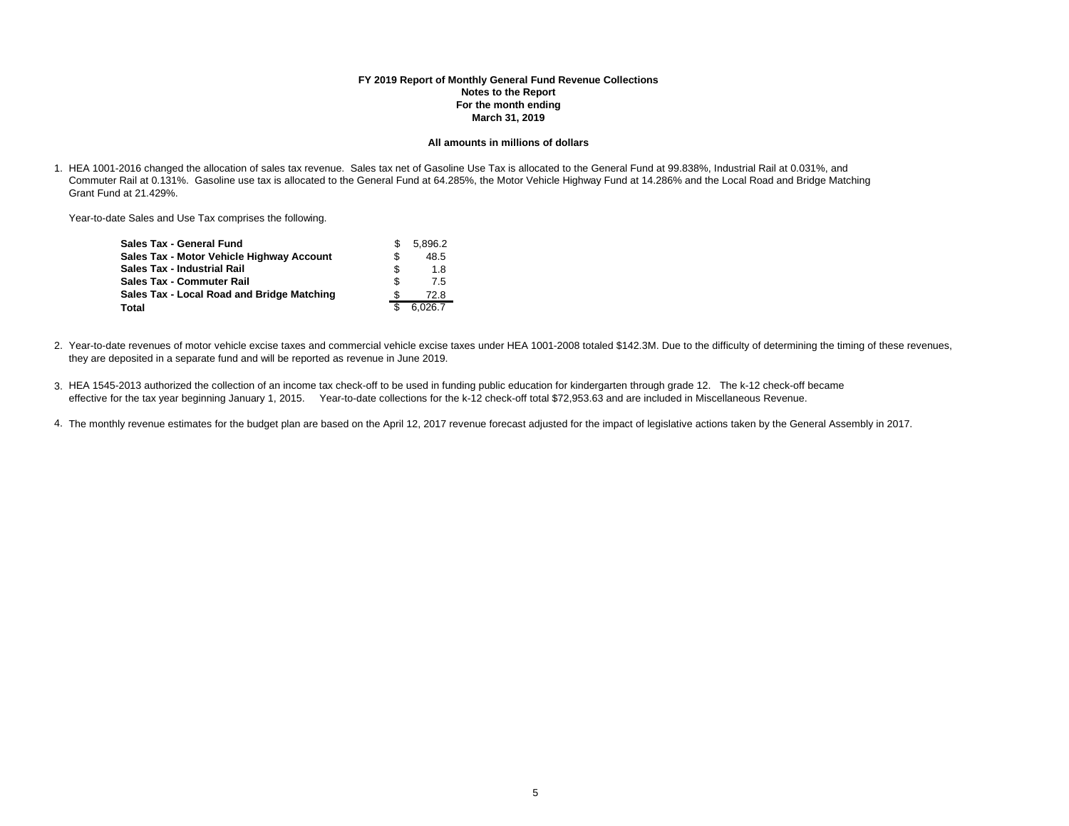**FY 2019 Report of Monthly General Fund Revenue Collections**
**Notes to the Report**
**For the month ending**
**March 31, 2019**

**All amounts in millions of dollars**

1. HEA 1001-2016 changed the allocation of sales tax revenue. Sales tax net of Gasoline Use Tax is allocated to the General Fund at 99.838%, Industrial Rail at 0.031%, and Commuter Rail at 0.131%. Gasoline use tax is allocated to the General Fund at 64.285%, the Motor Vehicle Highway Fund at 14.286% and the Local Road and Bridge Matching Grant Fund at 21.429%.

   Year-to-date Sales and Use Tax comprises the following.

   | | | |
   |---|---|---|
   | **Sales Tax - General Fund** | $ | 5,896.2 |
   | **Sales Tax - Motor Vehicle Highway Account** | $ | 48.5 |
   | **Sales Tax - Industrial Rail** | $ | 1.8 |
   | **Sales Tax - Commuter Rail** | $ | 7.5 |
   | **Sales Tax - Local Road and Bridge Matching** | $ | 72.8 |
   | **Total** | $ | 6,026.7 |

2. Year-to-date revenues of motor vehicle excise taxes and commercial vehicle excise taxes under HEA 1001-2008 totaled $142.3M. Due to the difficulty of determining the timing of these revenues, they are deposited in a separate fund and will be reported as revenue in June 2019.

3. HEA 1545-2013 authorized the collection of an income tax check-off to be used in funding public education for kindergarten through grade 12. The k-12 check-off became effective for the tax year beginning January 1, 2015. Year-to-date collections for the k-12 check-off total $72,953.63 and are included in Miscellaneous Revenue.

4. The monthly revenue estimates for the budget plan are based on the April 12, 2017 revenue forecast adjusted for the impact of legislative actions taken by the General Assembly in 2017.